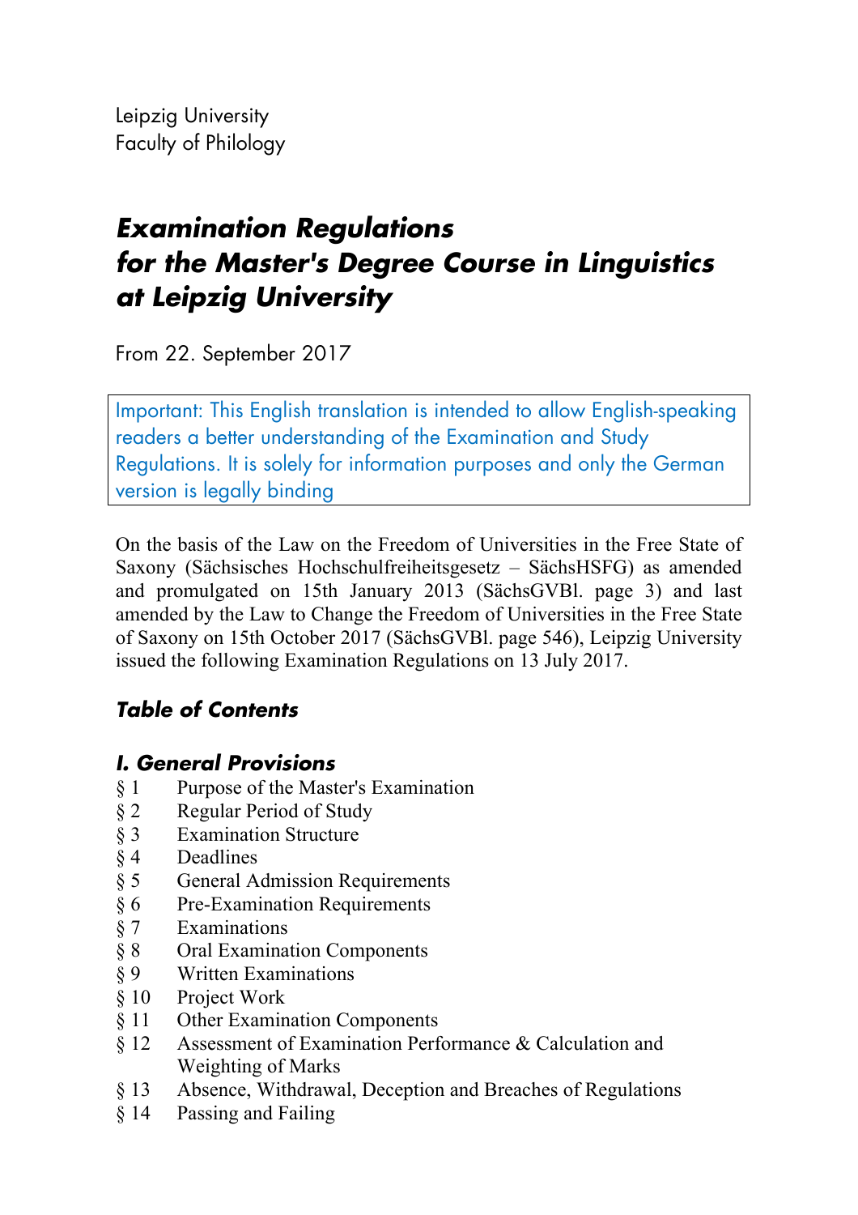Leipzig University
Faculty of Philology

# *Examination Regulations for the Master's Degree Course in Linguistics at Leipzig University*

From 22. September 2017

> Important: This English translation is intended to allow English-speaking readers a better understanding of the Examination and Study Regulations. It is solely for information purposes and only the German version is legally binding

On the basis of the Law on the Freedom of Universities in the Free State of Saxony (Sächsisches Hochschulfreiheitsgesetz – SächsHSFG) as amended and promulgated on 15th January 2013 (SächsGVBl. page 3) and last amended by the Law to Change the Freedom of Universities in the Free State of Saxony on 15th October 2017 (SächsGVBl. page 546), Leipzig University issued the following Examination Regulations on 13 July 2017.

## *Table of Contents*

### *I. General Provisions*

§ 1 Purpose of the Master's Examination
§ 2 Regular Period of Study
§ 3 Examination Structure
§ 4 Deadlines
§ 5 General Admission Requirements
§ 6 Pre-Examination Requirements
§ 7 Examinations
§ 8 Oral Examination Components
§ 9 Written Examinations
§ 10 Project Work
§ 11 Other Examination Components
§ 12 Assessment of Examination Performance & Calculation and Weighting of Marks
§ 13 Absence, Withdrawal, Deception and Breaches of Regulations
§ 14 Passing and Failing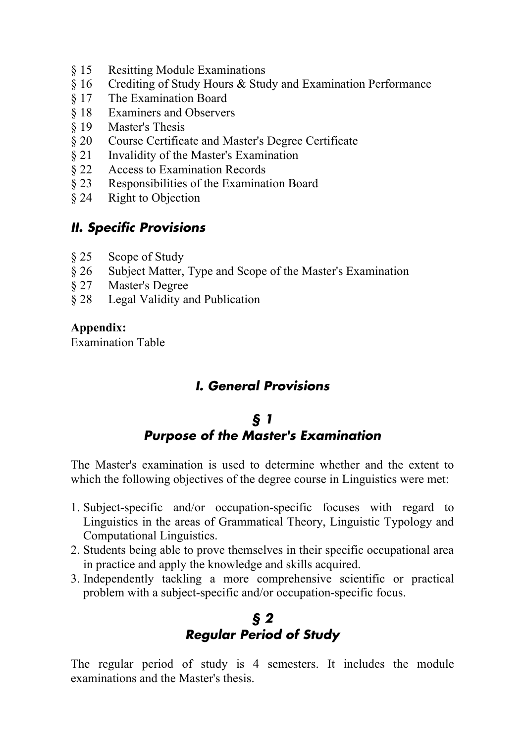§ 15 Resitting Module Examinations
§ 16 Crediting of Study Hours & Study and Examination Performance
§ 17 The Examination Board
§ 18 Examiners and Observers
§ 19 Master's Thesis
§ 20 Course Certificate and Master's Degree Certificate
§ 21 Invalidity of the Master's Examination
§ 22 Access to Examination Records
§ 23 Responsibilities of the Examination Board
§ 24 Right to Objection

## *II. Specific Provisions*

§ 25 Scope of Study
§ 26 Subject Matter, Type and Scope of the Master's Examination
§ 27 Master's Degree
§ 28 Legal Validity and Publication

**Appendix:**
Examination Table

## *I. General Provisions*

### *§ 1*
### *Purpose of the Master's Examination*

The Master's examination is used to determine whether and the extent to which the following objectives of the degree course in Linguistics were met:

1. Subject-specific and/or occupation-specific focuses with regard to Linguistics in the areas of Grammatical Theory, Linguistic Typology and Computational Linguistics.
2. Students being able to prove themselves in their specific occupational area in practice and apply the knowledge and skills acquired.
3. Independently tackling a more comprehensive scientific or practical problem with a subject-specific and/or occupation-specific focus.

### *§ 2*
### *Regular Period of Study*

The regular period of study is 4 semesters. It includes the module examinations and the Master's thesis.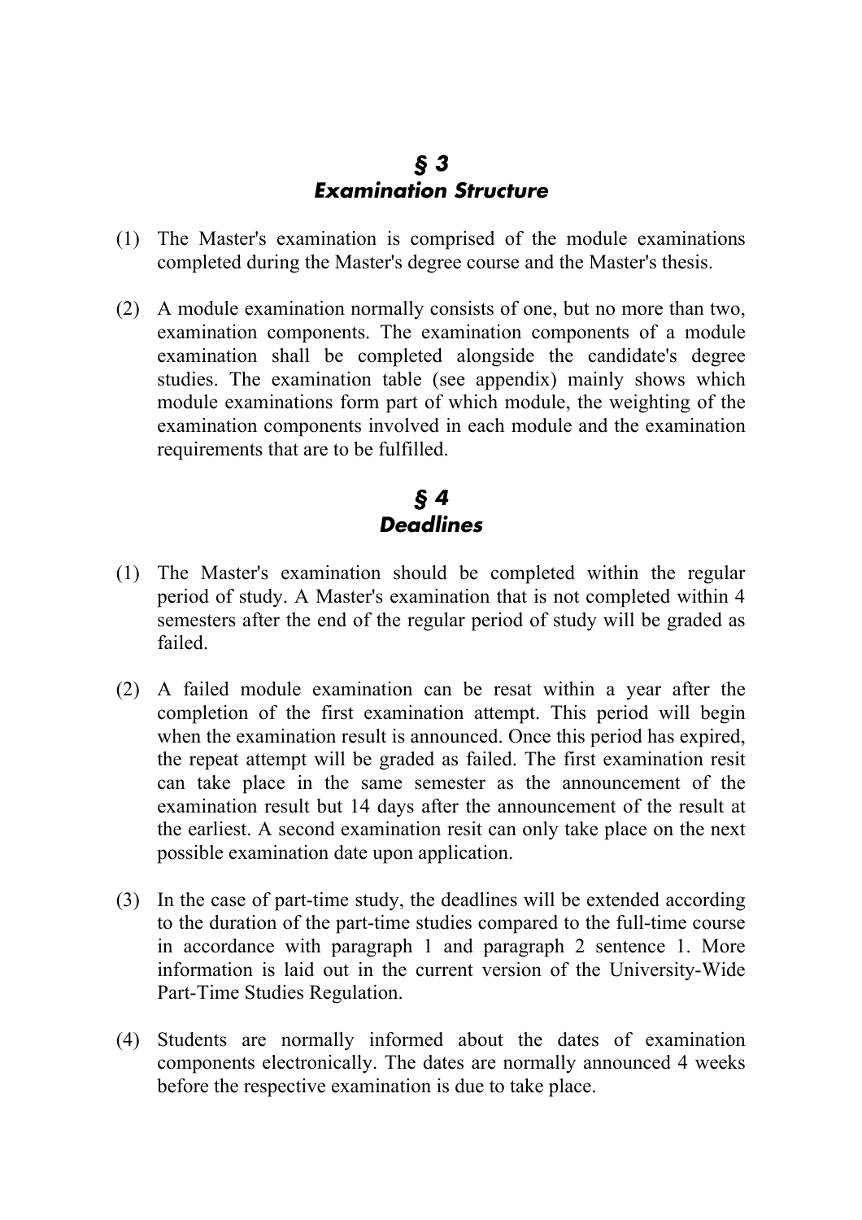## *§ 3*
## *Examination Structure*

(1) The Master's examination is comprised of the module examinations completed during the Master's degree course and the Master's thesis.

(2) A module examination normally consists of one, but no more than two, examination components. The examination components of a module examination shall be completed alongside the candidate's degree studies. The examination table (see appendix) mainly shows which module examinations form part of which module, the weighting of the examination components involved in each module and the examination requirements that are to be fulfilled.

## *§ 4*
## *Deadlines*

(1) The Master's examination should be completed within the regular period of study. A Master's examination that is not completed within 4 semesters after the end of the regular period of study will be graded as failed.

(2) A failed module examination can be resat within a year after the completion of the first examination attempt. This period will begin when the examination result is announced. Once this period has expired, the repeat attempt will be graded as failed. The first examination resit can take place in the same semester as the announcement of the examination result but 14 days after the announcement of the result at the earliest. A second examination resit can only take place on the next possible examination date upon application.

(3) In the case of part-time study, the deadlines will be extended according to the duration of the part-time studies compared to the full-time course in accordance with paragraph 1 and paragraph 2 sentence 1. More information is laid out in the current version of the University-Wide Part-Time Studies Regulation.

(4) Students are normally informed about the dates of examination components electronically. The dates are normally announced 4 weeks before the respective examination is due to take place.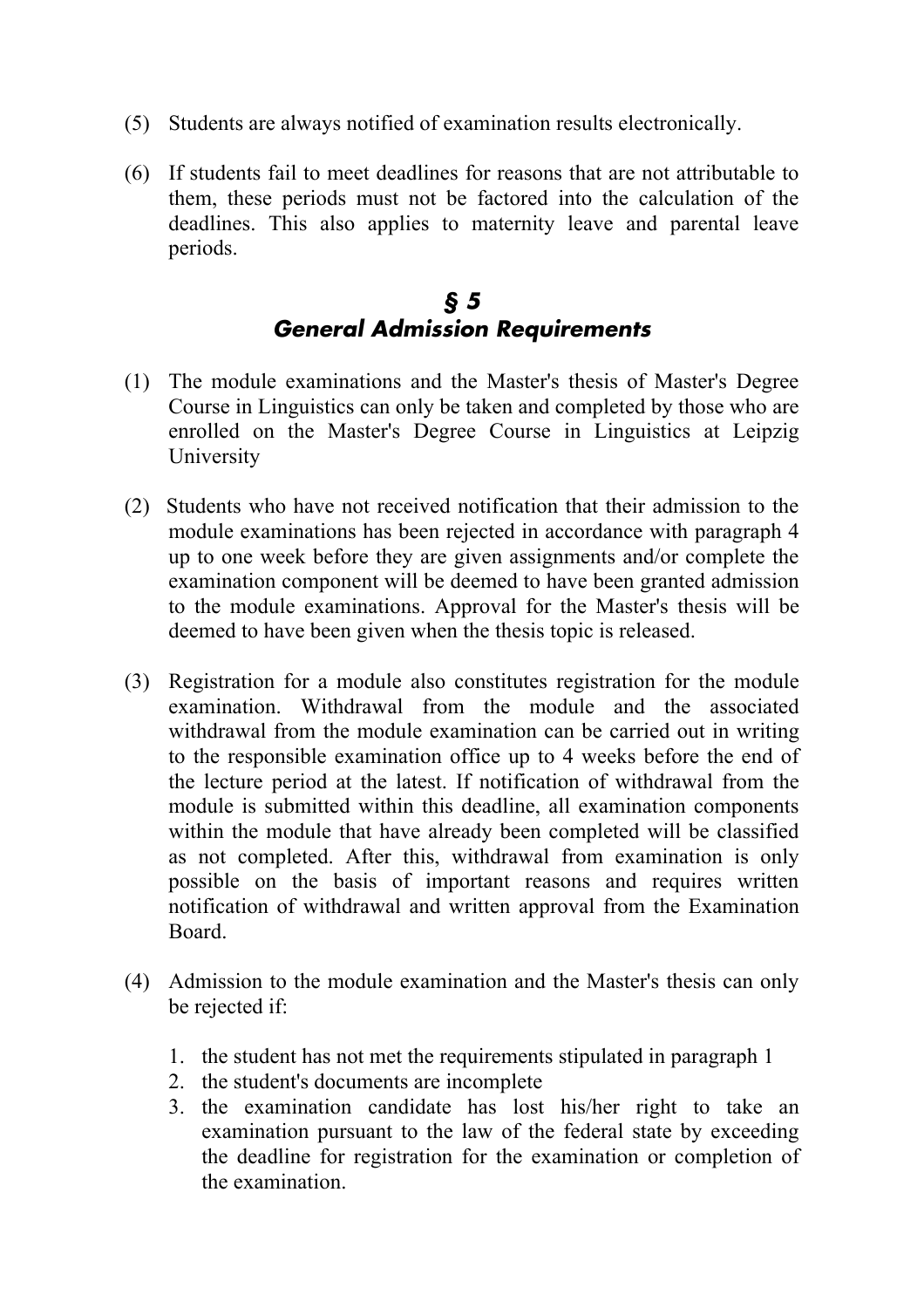(5) Students are always notified of examination results electronically.

(6) If students fail to meet deadlines for reasons that are not attributable to them, these periods must not be factored into the calculation of the deadlines. This also applies to maternity leave and parental leave periods.

## § 5
## General Admission Requirements

(1) The module examinations and the Master's thesis of Master's Degree Course in Linguistics can only be taken and completed by those who are enrolled on the Master's Degree Course in Linguistics at Leipzig University

(2) Students who have not received notification that their admission to the module examinations has been rejected in accordance with paragraph 4 up to one week before they are given assignments and/or complete the examination component will be deemed to have been granted admission to the module examinations. Approval for the Master's thesis will be deemed to have been given when the thesis topic is released.

(3) Registration for a module also constitutes registration for the module examination. Withdrawal from the module and the associated withdrawal from the module examination can be carried out in writing to the responsible examination office up to 4 weeks before the end of the lecture period at the latest. If notification of withdrawal from the module is submitted within this deadline, all examination components within the module that have already been completed will be classified as not completed. After this, withdrawal from examination is only possible on the basis of important reasons and requires written notification of withdrawal and written approval from the Examination Board.

(4) Admission to the module examination and the Master's thesis can only be rejected if:

1. the student has not met the requirements stipulated in paragraph 1
2. the student's documents are incomplete
3. the examination candidate has lost his/her right to take an examination pursuant to the law of the federal state by exceeding the deadline for registration for the examination or completion of the examination.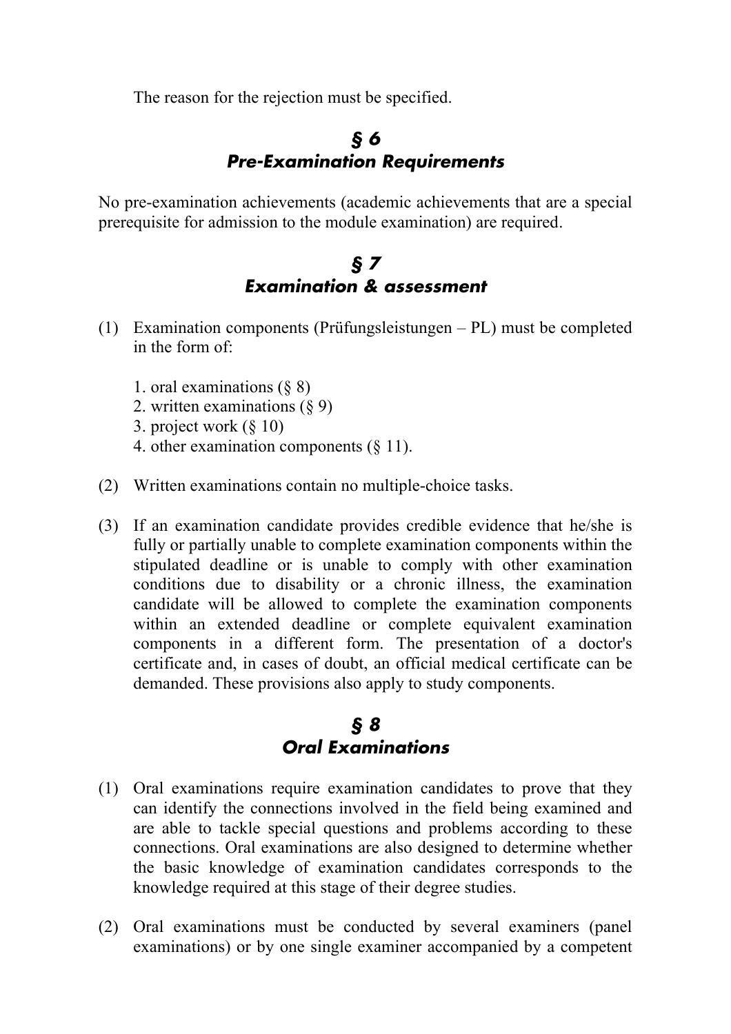The reason for the rejection must be specified.

## § 6
## *Pre-Examination Requirements*

No pre-examination achievements (academic achievements that are a special prerequisite for admission to the module examination) are required.

## § 7
## *Examination & assessment*

(1) Examination components (Prüfungsleistungen – PL) must be completed in the form of:

   1. oral examinations (§ 8)
   2. written examinations (§ 9)
   3. project work (§ 10)
   4. other examination components (§ 11).

(2) Written examinations contain no multiple-choice tasks.

(3) If an examination candidate provides credible evidence that he/she is fully or partially unable to complete examination components within the stipulated deadline or is unable to comply with other examination conditions due to disability or a chronic illness, the examination candidate will be allowed to complete the examination components within an extended deadline or complete equivalent examination components in a different form. The presentation of a doctor's certificate and, in cases of doubt, an official medical certificate can be demanded. These provisions also apply to study components.

## § 8
## *Oral Examinations*

(1) Oral examinations require examination candidates to prove that they can identify the connections involved in the field being examined and are able to tackle special questions and problems according to these connections. Oral examinations are also designed to determine whether the basic knowledge of examination candidates corresponds to the knowledge required at this stage of their degree studies.

(2) Oral examinations must be conducted by several examiners (panel examinations) or by one single examiner accompanied by a competent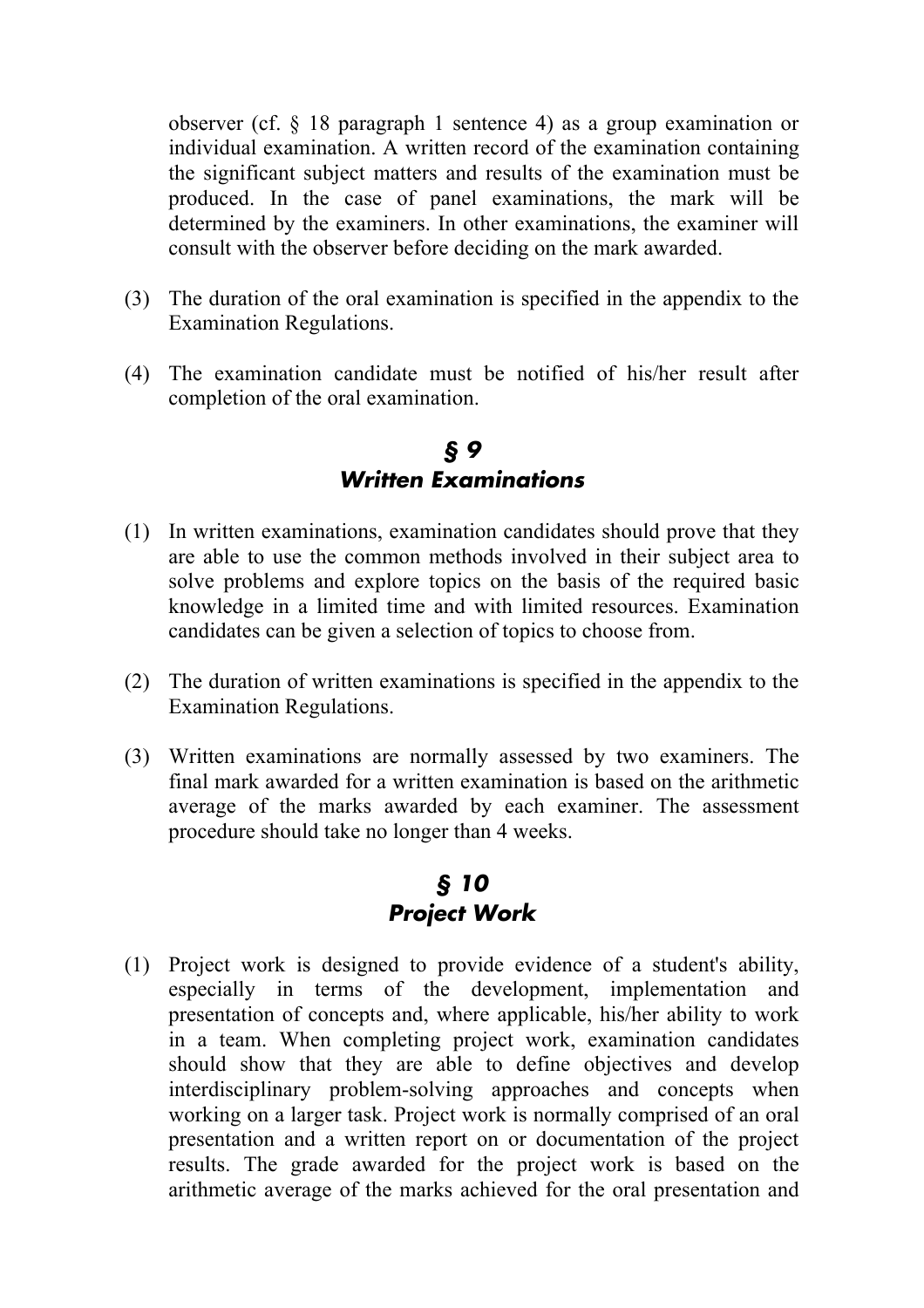observer (cf. § 18 paragraph 1 sentence 4) as a group examination or individual examination. A written record of the examination containing the significant subject matters and results of the examination must be produced. In the case of panel examinations, the mark will be determined by the examiners. In other examinations, the examiner will consult with the observer before deciding on the mark awarded.

(3) The duration of the oral examination is specified in the appendix to the Examination Regulations.

(4) The examination candidate must be notified of his/her result after completion of the oral examination.

## § 9
## Written Examinations

(1) In written examinations, examination candidates should prove that they are able to use the common methods involved in their subject area to solve problems and explore topics on the basis of the required basic knowledge in a limited time and with limited resources. Examination candidates can be given a selection of topics to choose from.

(2) The duration of written examinations is specified in the appendix to the Examination Regulations.

(3) Written examinations are normally assessed by two examiners. The final mark awarded for a written examination is based on the arithmetic average of the marks awarded by each examiner. The assessment procedure should take no longer than 4 weeks.

## § 10
## Project Work

(1) Project work is designed to provide evidence of a student's ability, especially in terms of the development, implementation and presentation of concepts and, where applicable, his/her ability to work in a team. When completing project work, examination candidates should show that they are able to define objectives and develop interdisciplinary problem-solving approaches and concepts when working on a larger task. Project work is normally comprised of an oral presentation and a written report on or documentation of the project results. The grade awarded for the project work is based on the arithmetic average of the marks achieved for the oral presentation and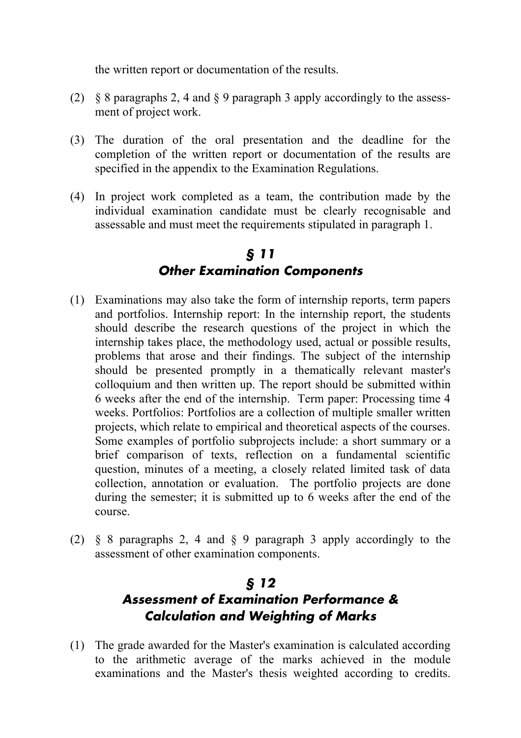the written report or documentation of the results.

(2) § 8 paragraphs 2, 4 and § 9 paragraph 3 apply accordingly to the assessment of project work.

(3) The duration of the oral presentation and the deadline for the completion of the written report or documentation of the results are specified in the appendix to the Examination Regulations.

(4) In project work completed as a team, the contribution made by the individual examination candidate must be clearly recognisable and assessable and must meet the requirements stipulated in paragraph 1.

## § 11
## Other Examination Components

(1) Examinations may also take the form of internship reports, term papers and portfolios. Internship report: In the internship report, the students should describe the research questions of the project in which the internship takes place, the methodology used, actual or possible results, problems that arose and their findings. The subject of the internship should be presented promptly in a thematically relevant master's colloquium and then written up. The report should be submitted within 6 weeks after the end of the internship. Term paper: Processing time 4 weeks. Portfolios: Portfolios are a collection of multiple smaller written projects, which relate to empirical and theoretical aspects of the courses. Some examples of portfolio subprojects include: a short summary or a brief comparison of texts, reflection on a fundamental scientific question, minutes of a meeting, a closely related limited task of data collection, annotation or evaluation. The portfolio projects are done during the semester; it is submitted up to 6 weeks after the end of the course.

(2) § 8 paragraphs 2, 4 and § 9 paragraph 3 apply accordingly to the assessment of other examination components.

## § 12
## Assessment of Examination Performance & Calculation and Weighting of Marks

(1) The grade awarded for the Master's examination is calculated according to the arithmetic average of the marks achieved in the module examinations and the Master's thesis weighted according to credits.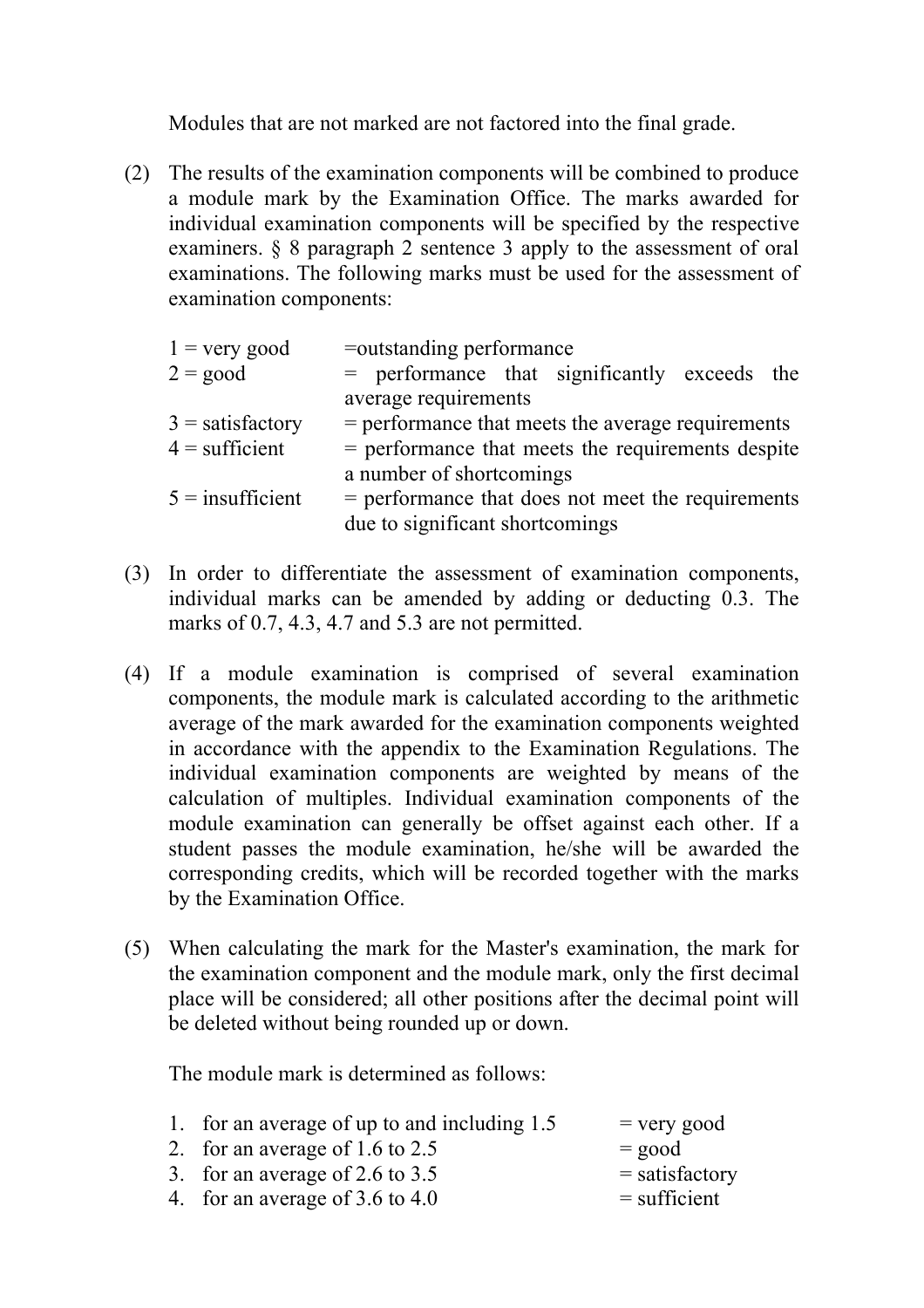Modules that are not marked are not factored into the final grade.

(2) The results of the examination components will be combined to produce a module mark by the Examination Office. The marks awarded for individual examination components will be specified by the respective examiners. § 8 paragraph 2 sentence 3 apply to the assessment of oral examinations. The following marks must be used for the assessment of examination components:

| | |
|---|---|
| 1 = very good | =outstanding performance |
| 2 = good | = performance that significantly exceeds the average requirements |
| 3 = satisfactory | = performance that meets the average requirements |
| 4 = sufficient | = performance that meets the requirements despite a number of shortcomings |
| 5 = insufficient | = performance that does not meet the requirements due to significant shortcomings |

(3) In order to differentiate the assessment of examination components, individual marks can be amended by adding or deducting 0.3. The marks of 0.7, 4.3, 4.7 and 5.3 are not permitted.

(4) If a module examination is comprised of several examination components, the module mark is calculated according to the arithmetic average of the mark awarded for the examination components weighted in accordance with the appendix to the Examination Regulations. The individual examination components are weighted by means of the calculation of multiples. Individual examination components of the module examination can generally be offset against each other. If a student passes the module examination, he/she will be awarded the corresponding credits, which will be recorded together with the marks by the Examination Office.

(5) When calculating the mark for the Master's examination, the mark for the examination component and the module mark, only the first decimal place will be considered; all other positions after the decimal point will be deleted without being rounded up or down.

The module mark is determined as follows:

1. for an average of up to and including 1.5 = very good
2. for an average of 1.6 to 2.5 = good
3. for an average of 2.6 to 3.5 = satisfactory
4. for an average of 3.6 to 4.0 = sufficient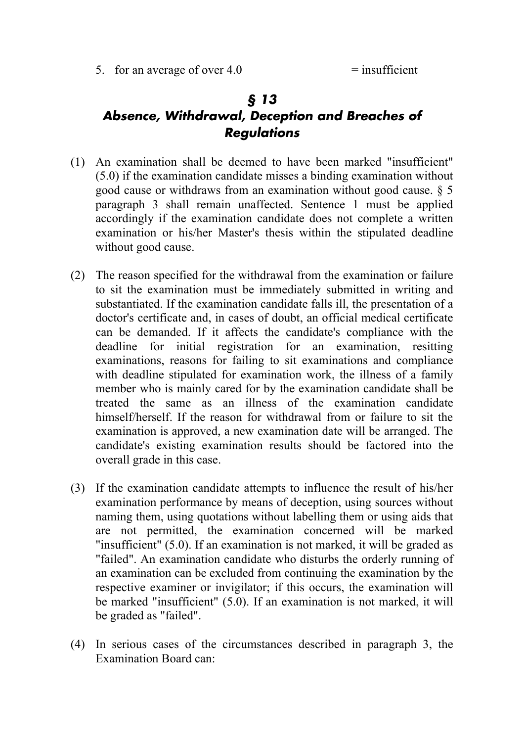5. for an average of over 4.0 = insufficient

## § 13
## Absence, Withdrawal, Deception and Breaches of Regulations

(1) An examination shall be deemed to have been marked "insufficient" (5.0) if the examination candidate misses a binding examination without good cause or withdraws from an examination without good cause. § 5 paragraph 3 shall remain unaffected. Sentence 1 must be applied accordingly if the examination candidate does not complete a written examination or his/her Master's thesis within the stipulated deadline without good cause.

(2) The reason specified for the withdrawal from the examination or failure to sit the examination must be immediately submitted in writing and substantiated. If the examination candidate falls ill, the presentation of a doctor's certificate and, in cases of doubt, an official medical certificate can be demanded. If it affects the candidate's compliance with the deadline for initial registration for an examination, resitting examinations, reasons for failing to sit examinations and compliance with deadline stipulated for examination work, the illness of a family member who is mainly cared for by the examination candidate shall be treated the same as an illness of the examination candidate himself/herself. If the reason for withdrawal from or failure to sit the examination is approved, a new examination date will be arranged. The candidate's existing examination results should be factored into the overall grade in this case.

(3) If the examination candidate attempts to influence the result of his/her examination performance by means of deception, using sources without naming them, using quotations without labelling them or using aids that are not permitted, the examination concerned will be marked "insufficient" (5.0). If an examination is not marked, it will be graded as "failed". An examination candidate who disturbs the orderly running of an examination can be excluded from continuing the examination by the respective examiner or invigilator; if this occurs, the examination will be marked "insufficient" (5.0). If an examination is not marked, it will be graded as "failed".

(4) In serious cases of the circumstances described in paragraph 3, the Examination Board can: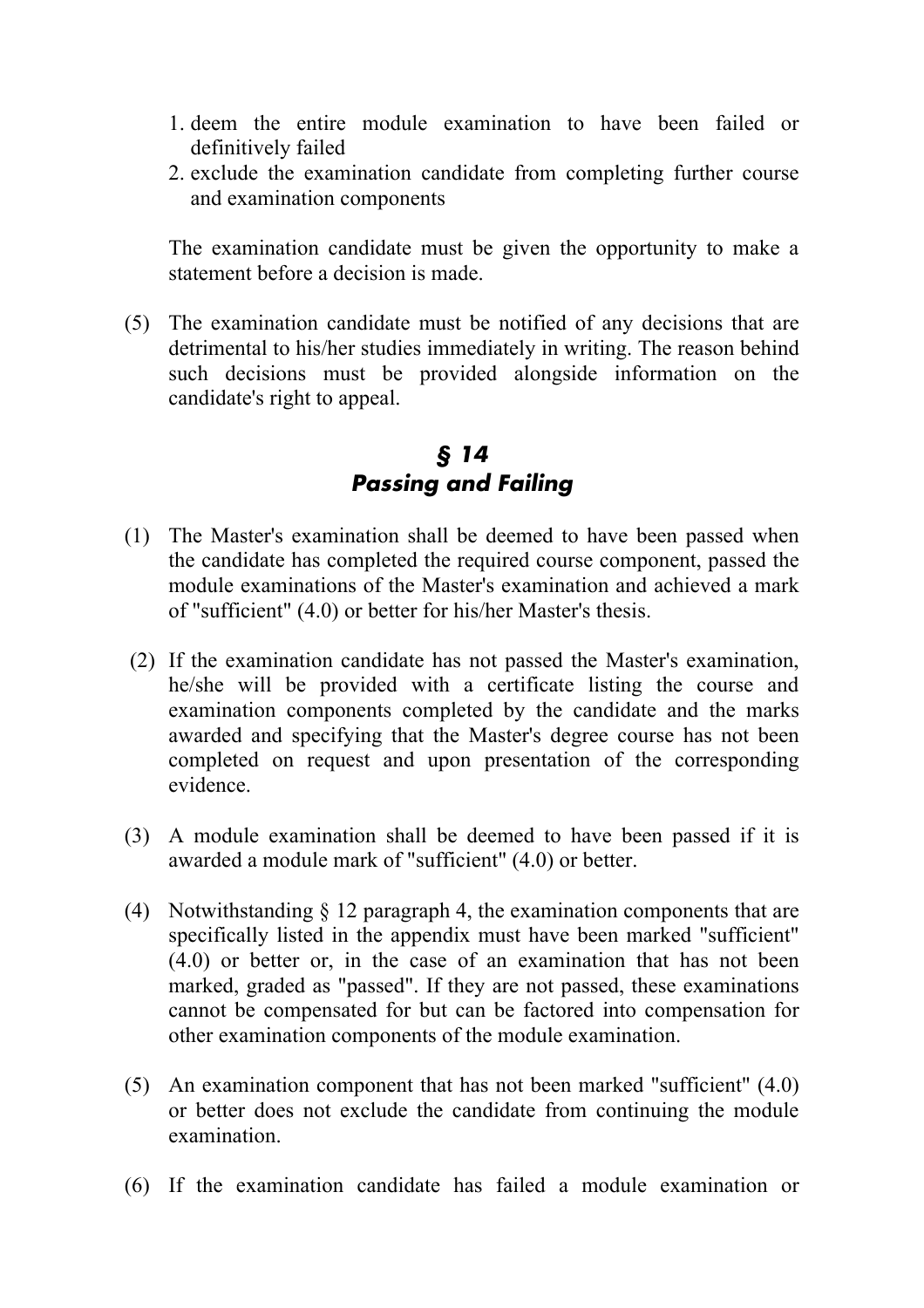1. deem the entire module examination to have been failed or definitively failed
2. exclude the examination candidate from completing further course and examination components

The examination candidate must be given the opportunity to make a statement before a decision is made.

(5) The examination candidate must be notified of any decisions that are detrimental to his/her studies immediately in writing. The reason behind such decisions must be provided alongside information on the candidate's right to appeal.

## § 14
## *Passing and Failing*

(1) The Master's examination shall be deemed to have been passed when the candidate has completed the required course component, passed the module examinations of the Master's examination and achieved a mark of "sufficient" (4.0) or better for his/her Master's thesis.

(2) If the examination candidate has not passed the Master's examination, he/she will be provided with a certificate listing the course and examination components completed by the candidate and the marks awarded and specifying that the Master's degree course has not been completed on request and upon presentation of the corresponding evidence.

(3) A module examination shall be deemed to have been passed if it is awarded a module mark of "sufficient" (4.0) or better.

(4) Notwithstanding § 12 paragraph 4, the examination components that are specifically listed in the appendix must have been marked "sufficient" (4.0) or better or, in the case of an examination that has not been marked, graded as "passed". If they are not passed, these examinations cannot be compensated for but can be factored into compensation for other examination components of the module examination.

(5) An examination component that has not been marked "sufficient" (4.0) or better does not exclude the candidate from continuing the module examination.

(6) If the examination candidate has failed a module examination or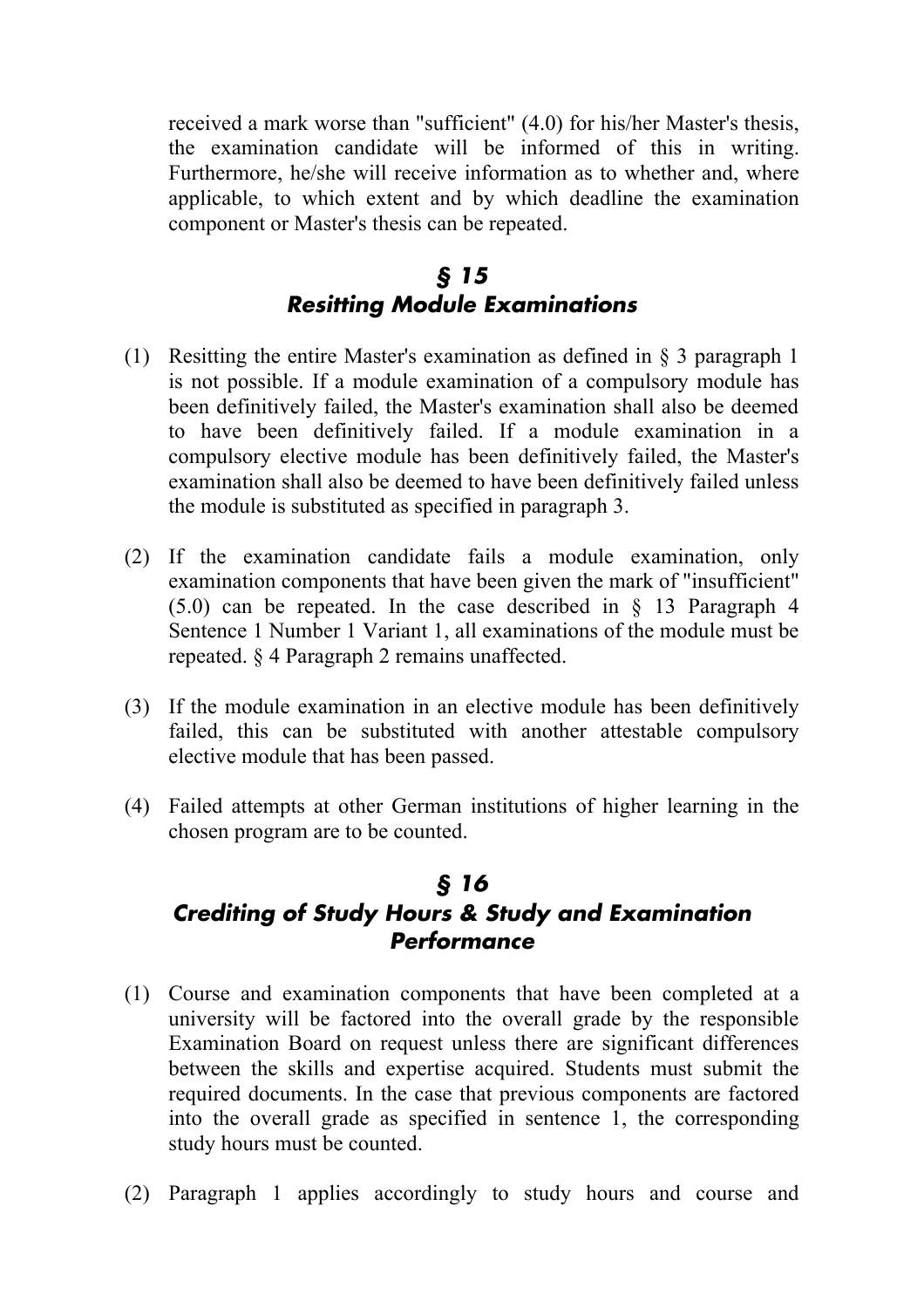received a mark worse than "sufficient" (4.0) for his/her Master's thesis, the examination candidate will be informed of this in writing. Furthermore, he/she will receive information as to whether and, where applicable, to which extent and by which deadline the examination component or Master's thesis can be repeated.

## § 15
## *Resitting Module Examinations*

(1) Resitting the entire Master's examination as defined in § 3 paragraph 1 is not possible. If a module examination of a compulsory module has been definitively failed, the Master's examination shall also be deemed to have been definitively failed. If a module examination in a compulsory elective module has been definitively failed, the Master's examination shall also be deemed to have been definitively failed unless the module is substituted as specified in paragraph 3.

(2) If the examination candidate fails a module examination, only examination components that have been given the mark of "insufficient" (5.0) can be repeated. In the case described in § 13 Paragraph 4 Sentence 1 Number 1 Variant 1, all examinations of the module must be repeated. § 4 Paragraph 2 remains unaffected.

(3) If the module examination in an elective module has been definitively failed, this can be substituted with another attestable compulsory elective module that has been passed.

(4) Failed attempts at other German institutions of higher learning in the chosen program are to be counted.

## § 16
## *Crediting of Study Hours & Study and Examination Performance*

(1) Course and examination components that have been completed at a university will be factored into the overall grade by the responsible Examination Board on request unless there are significant differences between the skills and expertise acquired. Students must submit the required documents. In the case that previous components are factored into the overall grade as specified in sentence 1, the corresponding study hours must be counted.

(2) Paragraph 1 applies accordingly to study hours and course and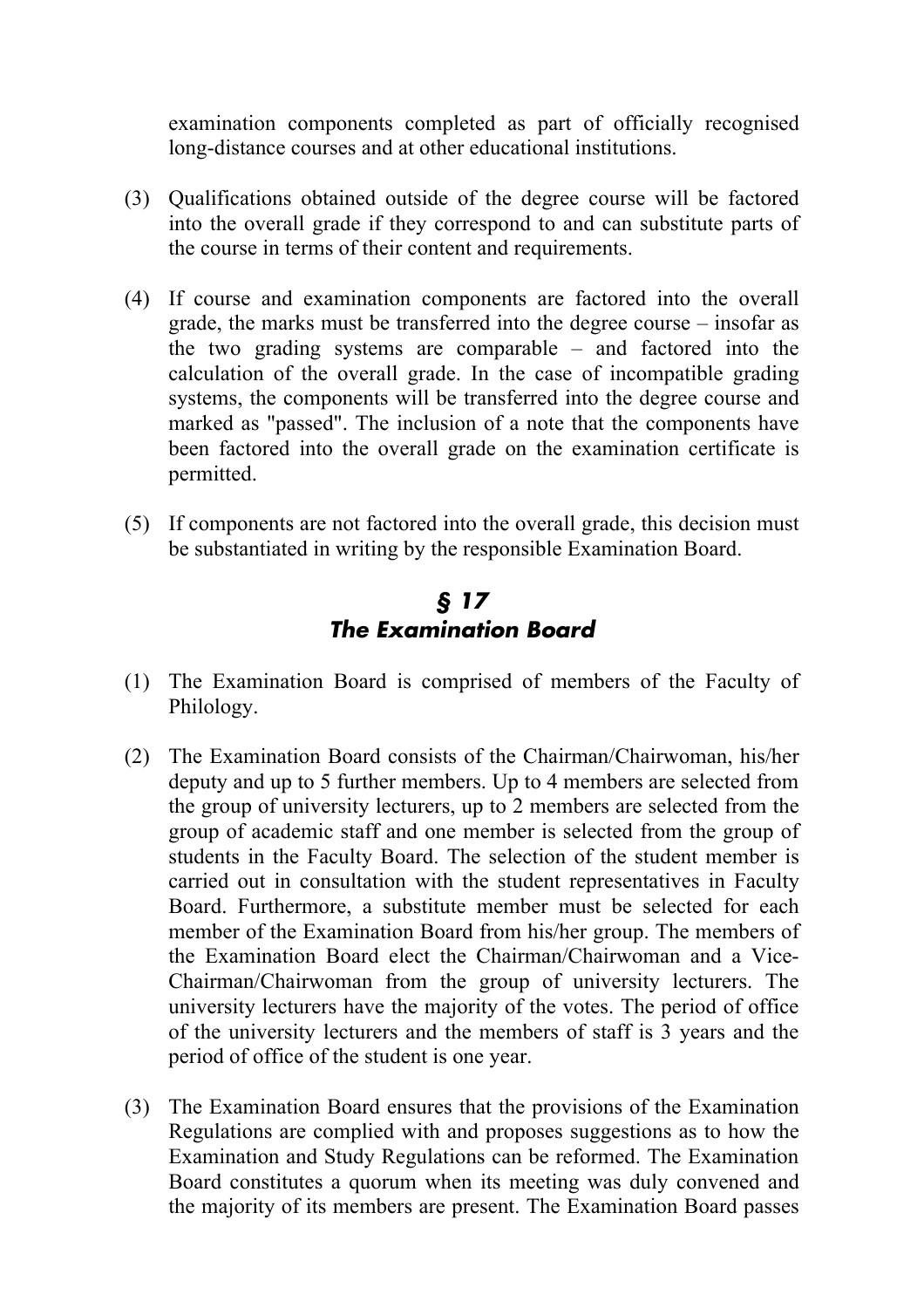examination components completed as part of officially recognised long-distance courses and at other educational institutions.

(3) Qualifications obtained outside of the degree course will be factored into the overall grade if they correspond to and can substitute parts of the course in terms of their content and requirements.

(4) If course and examination components are factored into the overall grade, the marks must be transferred into the degree course – insofar as the two grading systems are comparable – and factored into the calculation of the overall grade. In the case of incompatible grading systems, the components will be transferred into the degree course and marked as "passed". The inclusion of a note that the components have been factored into the overall grade on the examination certificate is permitted.

(5) If components are not factored into the overall grade, this decision must be substantiated in writing by the responsible Examination Board.

## *§ 17*
## *The Examination Board*

(1) The Examination Board is comprised of members of the Faculty of Philology.

(2) The Examination Board consists of the Chairman/Chairwoman, his/her deputy and up to 5 further members. Up to 4 members are selected from the group of university lecturers, up to 2 members are selected from the group of academic staff and one member is selected from the group of students in the Faculty Board. The selection of the student member is carried out in consultation with the student representatives in Faculty Board. Furthermore, a substitute member must be selected for each member of the Examination Board from his/her group. The members of the Examination Board elect the Chairman/Chairwoman and a Vice-Chairman/Chairwoman from the group of university lecturers. The university lecturers have the majority of the votes. The period of office of the university lecturers and the members of staff is 3 years and the period of office of the student is one year.

(3) The Examination Board ensures that the provisions of the Examination Regulations are complied with and proposes suggestions as to how the Examination and Study Regulations can be reformed. The Examination Board constitutes a quorum when its meeting was duly convened and the majority of its members are present. The Examination Board passes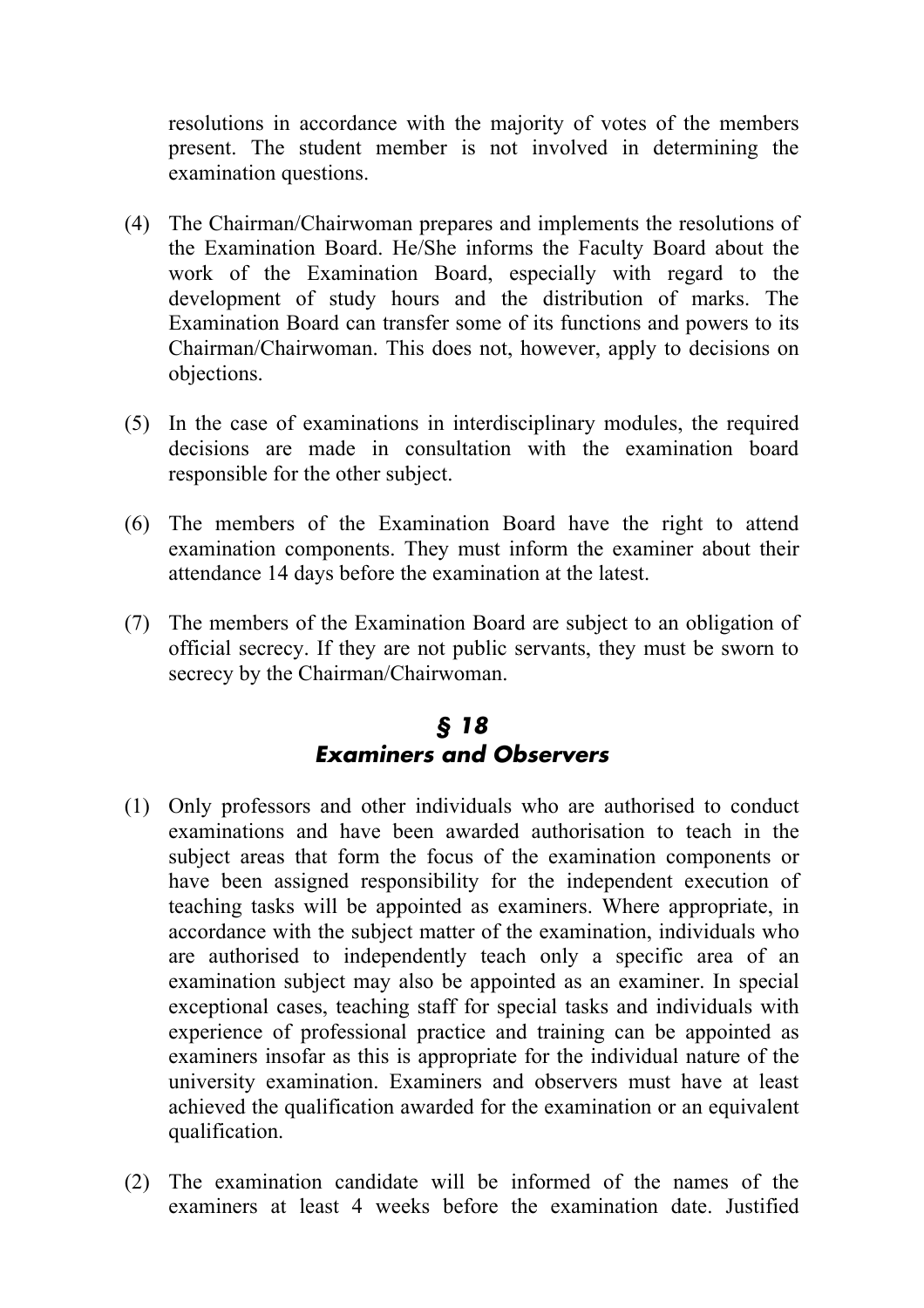resolutions in accordance with the majority of votes of the members present. The student member is not involved in determining the examination questions.

(4) The Chairman/Chairwoman prepares and implements the resolutions of the Examination Board. He/She informs the Faculty Board about the work of the Examination Board, especially with regard to the development of study hours and the distribution of marks. The Examination Board can transfer some of its functions and powers to its Chairman/Chairwoman. This does not, however, apply to decisions on objections.

(5) In the case of examinations in interdisciplinary modules, the required decisions are made in consultation with the examination board responsible for the other subject.

(6) The members of the Examination Board have the right to attend examination components. They must inform the examiner about their attendance 14 days before the examination at the latest.

(7) The members of the Examination Board are subject to an obligation of official secrecy. If they are not public servants, they must be sworn to secrecy by the Chairman/Chairwoman.

## *§ 18*
## *Examiners and Observers*

(1) Only professors and other individuals who are authorised to conduct examinations and have been awarded authorisation to teach in the subject areas that form the focus of the examination components or have been assigned responsibility for the independent execution of teaching tasks will be appointed as examiners. Where appropriate, in accordance with the subject matter of the examination, individuals who are authorised to independently teach only a specific area of an examination subject may also be appointed as an examiner. In special exceptional cases, teaching staff for special tasks and individuals with experience of professional practice and training can be appointed as examiners insofar as this is appropriate for the individual nature of the university examination. Examiners and observers must have at least achieved the qualification awarded for the examination or an equivalent qualification.

(2) The examination candidate will be informed of the names of the examiners at least 4 weeks before the examination date. Justified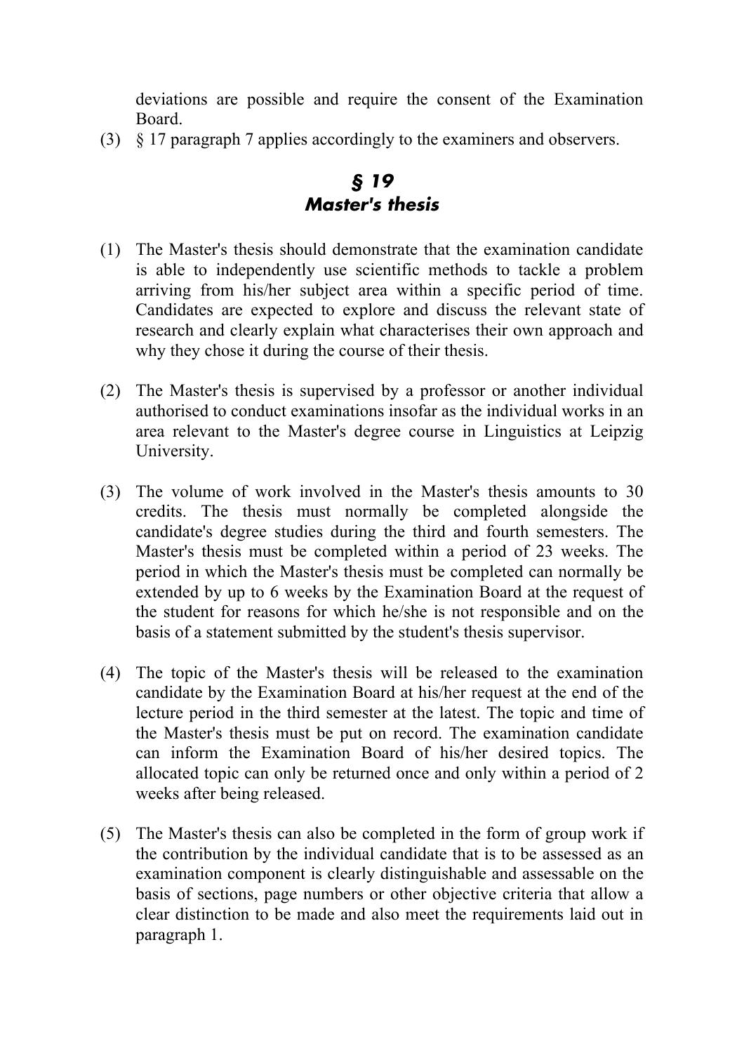deviations are possible and require the consent of the Examination Board.

(3) § 17 paragraph 7 applies accordingly to the examiners and observers.

## § 19
## Master's thesis

(1) The Master's thesis should demonstrate that the examination candidate is able to independently use scientific methods to tackle a problem arriving from his/her subject area within a specific period of time. Candidates are expected to explore and discuss the relevant state of research and clearly explain what characterises their own approach and why they chose it during the course of their thesis.

(2) The Master's thesis is supervised by a professor or another individual authorised to conduct examinations insofar as the individual works in an area relevant to the Master's degree course in Linguistics at Leipzig University.

(3) The volume of work involved in the Master's thesis amounts to 30 credits. The thesis must normally be completed alongside the candidate's degree studies during the third and fourth semesters. The Master's thesis must be completed within a period of 23 weeks. The period in which the Master's thesis must be completed can normally be extended by up to 6 weeks by the Examination Board at the request of the student for reasons for which he/she is not responsible and on the basis of a statement submitted by the student's thesis supervisor.

(4) The topic of the Master's thesis will be released to the examination candidate by the Examination Board at his/her request at the end of the lecture period in the third semester at the latest. The topic and time of the Master's thesis must be put on record. The examination candidate can inform the Examination Board of his/her desired topics. The allocated topic can only be returned once and only within a period of 2 weeks after being released.

(5) The Master's thesis can also be completed in the form of group work if the contribution by the individual candidate that is to be assessed as an examination component is clearly distinguishable and assessable on the basis of sections, page numbers or other objective criteria that allow a clear distinction to be made and also meet the requirements laid out in paragraph 1.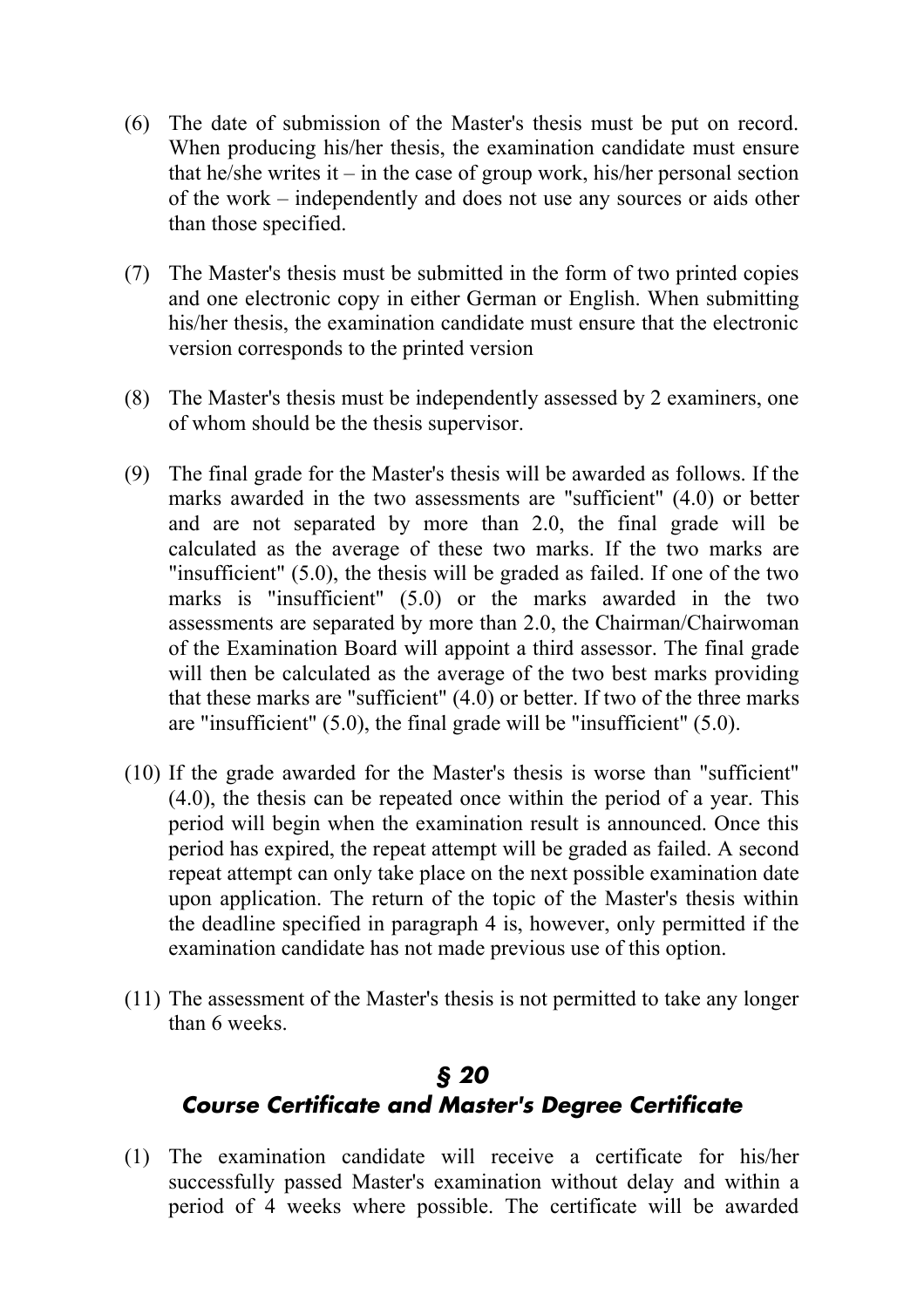(6) The date of submission of the Master's thesis must be put on record. When producing his/her thesis, the examination candidate must ensure that he/she writes it – in the case of group work, his/her personal section of the work – independently and does not use any sources or aids other than those specified.

(7) The Master's thesis must be submitted in the form of two printed copies and one electronic copy in either German or English. When submitting his/her thesis, the examination candidate must ensure that the electronic version corresponds to the printed version

(8) The Master's thesis must be independently assessed by 2 examiners, one of whom should be the thesis supervisor.

(9) The final grade for the Master's thesis will be awarded as follows. If the marks awarded in the two assessments are "sufficient" (4.0) or better and are not separated by more than 2.0, the final grade will be calculated as the average of these two marks. If the two marks are "insufficient" (5.0), the thesis will be graded as failed. If one of the two marks is "insufficient" (5.0) or the marks awarded in the two assessments are separated by more than 2.0, the Chairman/Chairwoman of the Examination Board will appoint a third assessor. The final grade will then be calculated as the average of the two best marks providing that these marks are "sufficient" (4.0) or better. If two of the three marks are "insufficient" (5.0), the final grade will be "insufficient" (5.0).

(10) If the grade awarded for the Master's thesis is worse than "sufficient" (4.0), the thesis can be repeated once within the period of a year. This period will begin when the examination result is announced. Once this period has expired, the repeat attempt will be graded as failed. A second repeat attempt can only take place on the next possible examination date upon application. The return of the topic of the Master's thesis within the deadline specified in paragraph 4 is, however, only permitted if the examination candidate has not made previous use of this option.

(11) The assessment of the Master's thesis is not permitted to take any longer than 6 weeks.

## § 20
## Course Certificate and Master's Degree Certificate

(1) The examination candidate will receive a certificate for his/her successfully passed Master's examination without delay and within a period of 4 weeks where possible. The certificate will be awarded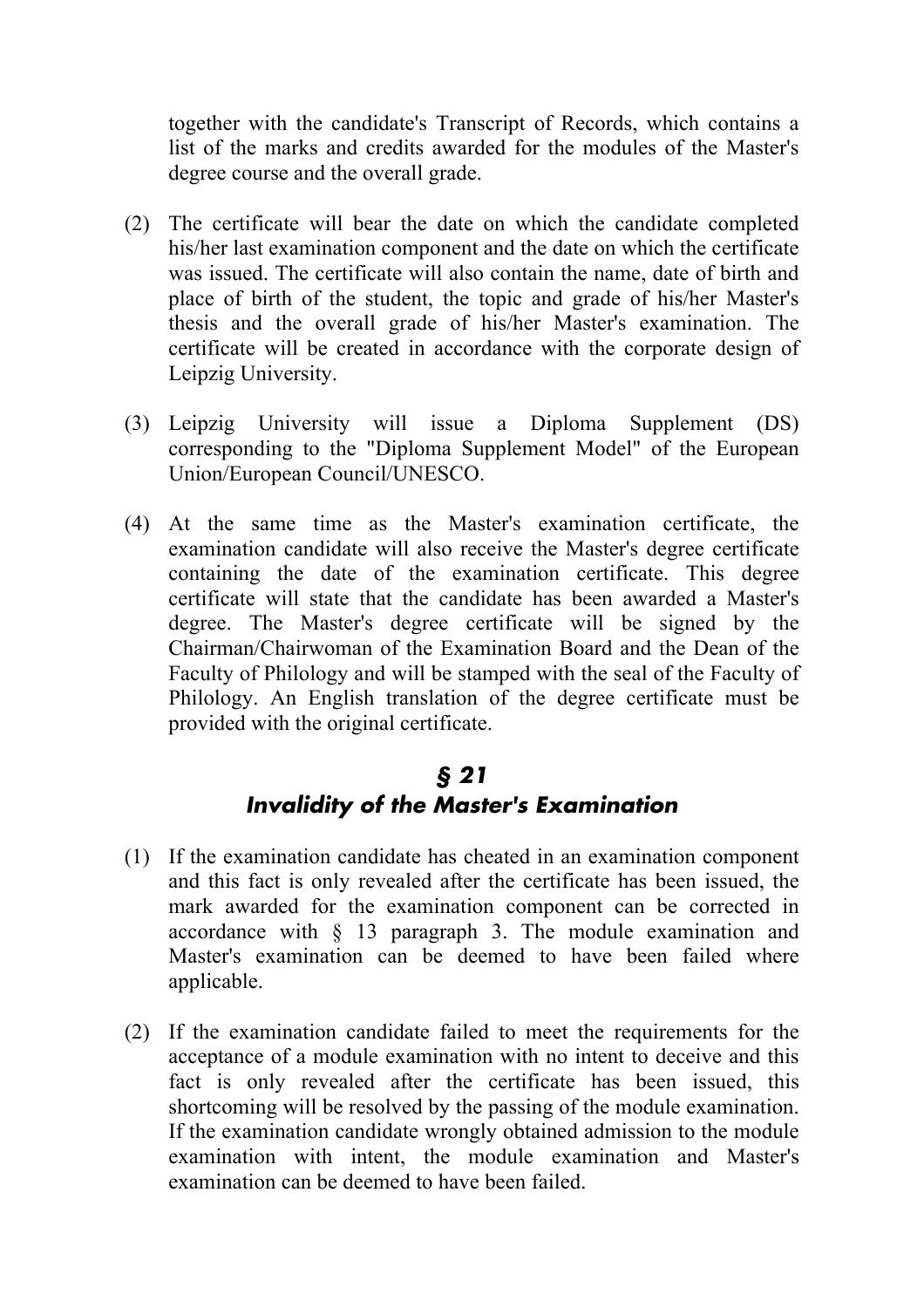together with the candidate's Transcript of Records, which contains a list of the marks and credits awarded for the modules of the Master's degree course and the overall grade.

(2) The certificate will bear the date on which the candidate completed his/her last examination component and the date on which the certificate was issued. The certificate will also contain the name, date of birth and place of birth of the student, the topic and grade of his/her Master's thesis and the overall grade of his/her Master's examination. The certificate will be created in accordance with the corporate design of Leipzig University.

(3) Leipzig University will issue a Diploma Supplement (DS) corresponding to the "Diploma Supplement Model" of the European Union/European Council/UNESCO.

(4) At the same time as the Master's examination certificate, the examination candidate will also receive the Master's degree certificate containing the date of the examination certificate. This degree certificate will state that the candidate has been awarded a Master's degree. The Master's degree certificate will be signed by the Chairman/Chairwoman of the Examination Board and the Dean of the Faculty of Philology and will be stamped with the seal of the Faculty of Philology. An English translation of the degree certificate must be provided with the original certificate.

## *§ 21*
## *Invalidity of the Master's Examination*

(1) If the examination candidate has cheated in an examination component and this fact is only revealed after the certificate has been issued, the mark awarded for the examination component can be corrected in accordance with § 13 paragraph 3. The module examination and Master's examination can be deemed to have been failed where applicable.

(2) If the examination candidate failed to meet the requirements for the acceptance of a module examination with no intent to deceive and this fact is only revealed after the certificate has been issued, this shortcoming will be resolved by the passing of the module examination. If the examination candidate wrongly obtained admission to the module examination with intent, the module examination and Master's examination can be deemed to have been failed.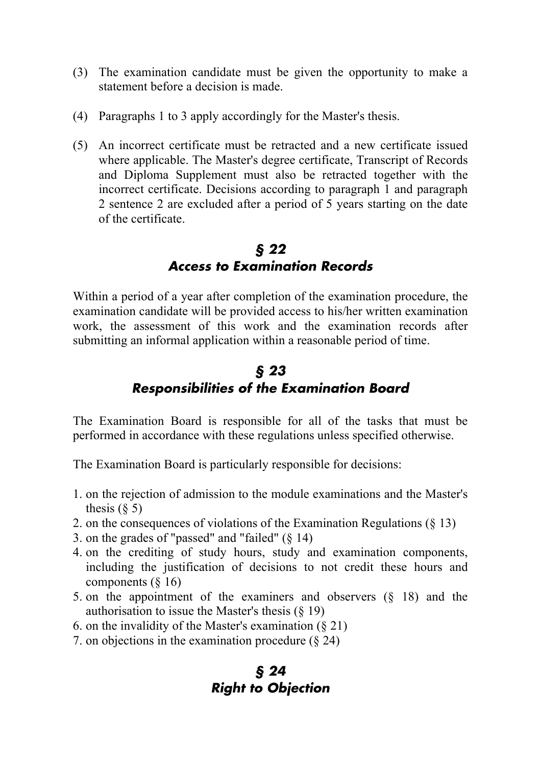(3) The examination candidate must be given the opportunity to make a statement before a decision is made.

(4) Paragraphs 1 to 3 apply accordingly for the Master's thesis.

(5) An incorrect certificate must be retracted and a new certificate issued where applicable. The Master's degree certificate, Transcript of Records and Diploma Supplement must also be retracted together with the incorrect certificate. Decisions according to paragraph 1 and paragraph 2 sentence 2 are excluded after a period of 5 years starting on the date of the certificate.

## *§ 22*
## *Access to Examination Records*

Within a period of a year after completion of the examination procedure, the examination candidate will be provided access to his/her written examination work, the assessment of this work and the examination records after submitting an informal application within a reasonable period of time.

## *§ 23*
## *Responsibilities of the Examination Board*

The Examination Board is responsible for all of the tasks that must be performed in accordance with these regulations unless specified otherwise.

The Examination Board is particularly responsible for decisions:

1. on the rejection of admission to the module examinations and the Master's thesis (§ 5)
2. on the consequences of violations of the Examination Regulations (§ 13)
3. on the grades of "passed" and "failed" (§ 14)
4. on the crediting of study hours, study and examination components, including the justification of decisions to not credit these hours and components (§ 16)
5. on the appointment of the examiners and observers (§ 18) and the authorisation to issue the Master's thesis (§ 19)
6. on the invalidity of the Master's examination (§ 21)
7. on objections in the examination procedure (§ 24)

## *§ 24*
## *Right to Objection*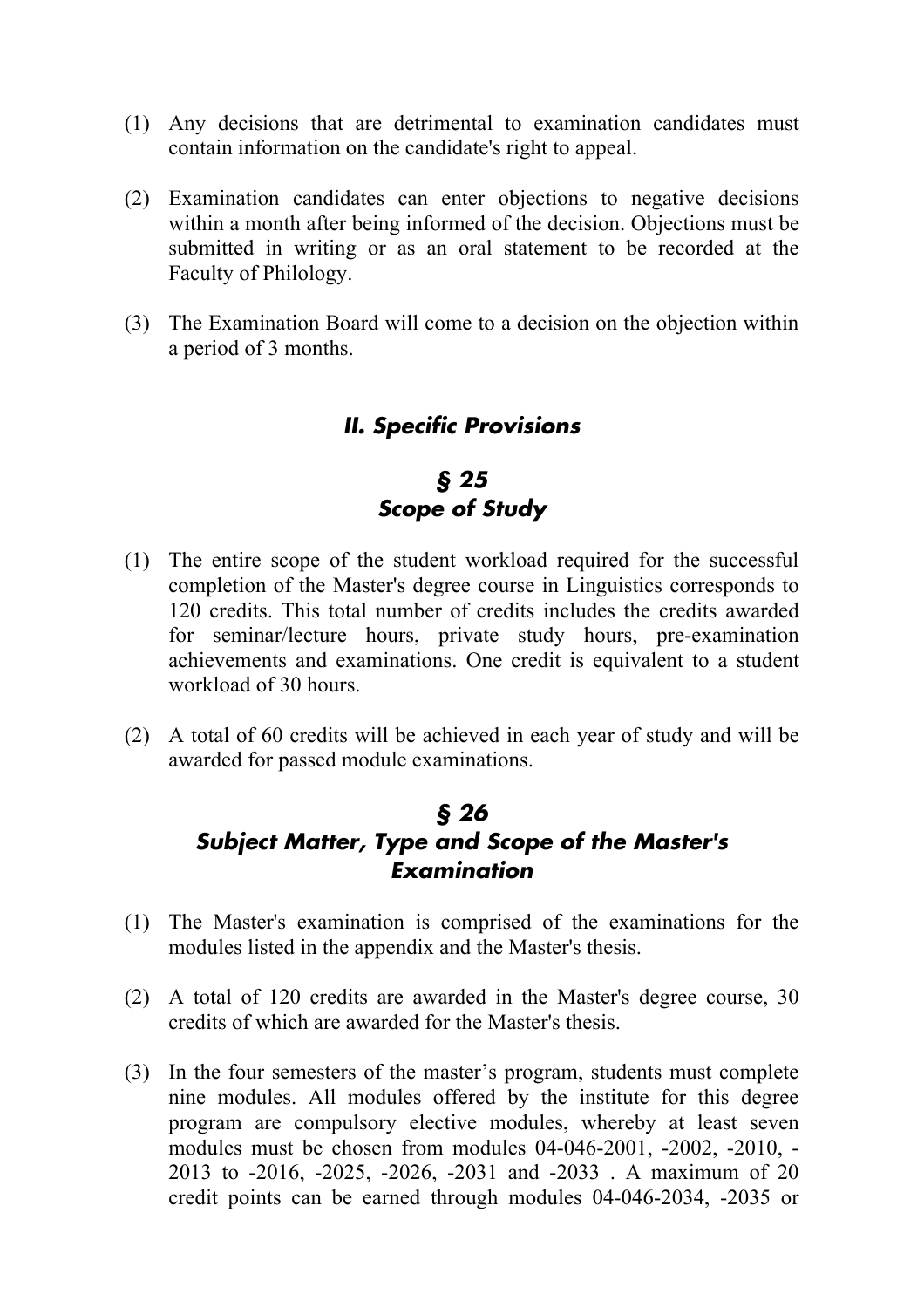(1) Any decisions that are detrimental to examination candidates must contain information on the candidate's right to appeal.

(2) Examination candidates can enter objections to negative decisions within a month after being informed of the decision. Objections must be submitted in writing or as an oral statement to be recorded at the Faculty of Philology.

(3) The Examination Board will come to a decision on the objection within a period of 3 months.

## *II. Specific Provisions*

### *§ 25*
### *Scope of Study*

(1) The entire scope of the student workload required for the successful completion of the Master's degree course in Linguistics corresponds to 120 credits. This total number of credits includes the credits awarded for seminar/lecture hours, private study hours, pre-examination achievements and examinations. One credit is equivalent to a student workload of 30 hours.

(2) A total of 60 credits will be achieved in each year of study and will be awarded for passed module examinations.

### *§ 26*
### *Subject Matter, Type and Scope of the Master's Examination*

(1) The Master's examination is comprised of the examinations for the modules listed in the appendix and the Master's thesis.

(2) A total of 120 credits are awarded in the Master's degree course, 30 credits of which are awarded for the Master's thesis.

(3) In the four semesters of the master's program, students must complete nine modules. All modules offered by the institute for this degree program are compulsory elective modules, whereby at least seven modules must be chosen from modules 04-046-2001, -2002, -2010, -2013 to -2016, -2025, -2026, -2031 and -2033 . A maximum of 20 credit points can be earned through modules 04-046-2034, -2035 or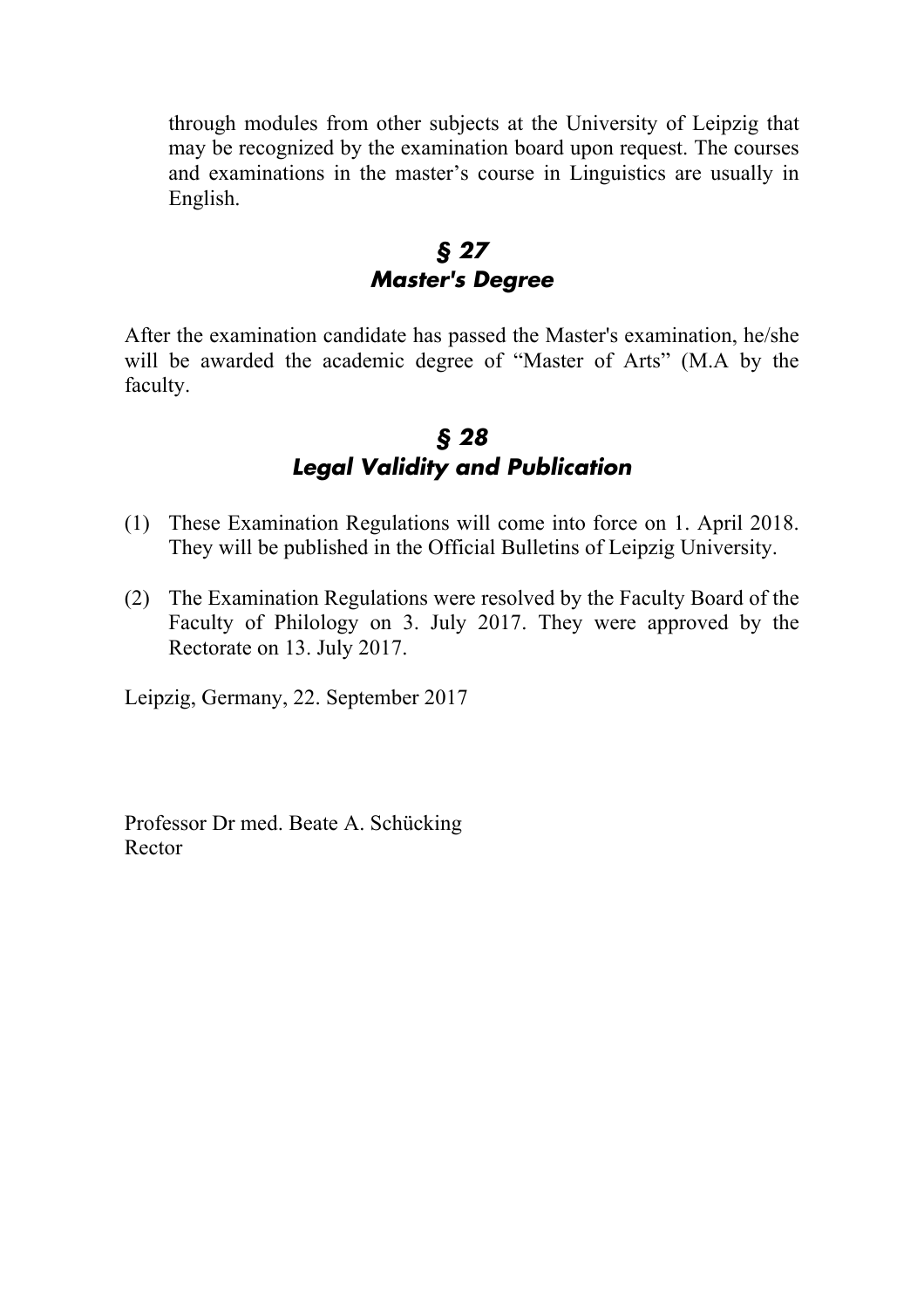through modules from other subjects at the University of Leipzig that may be recognized by the examination board upon request. The courses and examinations in the master's course in Linguistics are usually in English.

## *§ 27*
## *Master's Degree*

After the examination candidate has passed the Master's examination, he/she will be awarded the academic degree of "Master of Arts" (M.A by the faculty.

## *§ 28*
## *Legal Validity and Publication*

(1) These Examination Regulations will come into force on 1. April 2018. They will be published in the Official Bulletins of Leipzig University.

(2) The Examination Regulations were resolved by the Faculty Board of the Faculty of Philology on 3. July 2017. They were approved by the Rectorate on 13. July 2017.

Leipzig, Germany, 22. September 2017

Professor Dr med. Beate A. Schücking
Rector